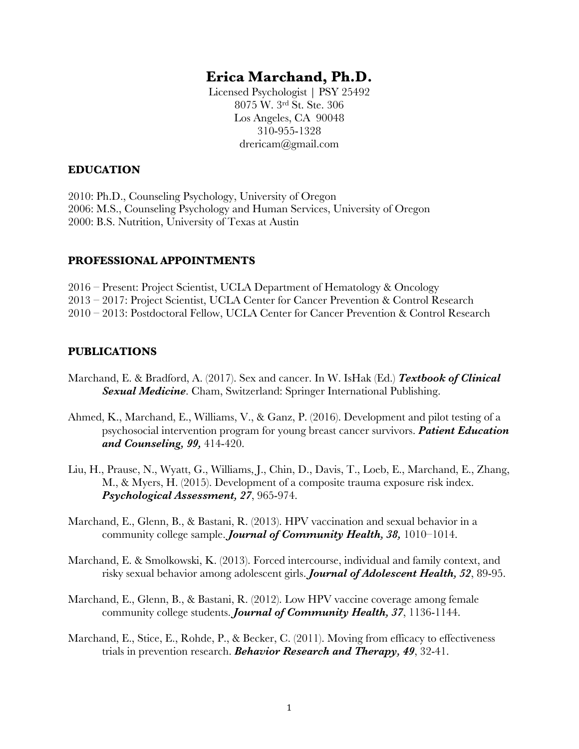# Erica Marchand, Ph.D.

Licensed Psychologist | PSY 25492
8075 W. 3rd St. Ste. 306
Los Angeles, CA 90048
310-955-1328
drericam@gmail.com

## EDUCATION

2010: Ph.D., Counseling Psychology, University of Oregon
2006: M.S., Counseling Psychology and Human Services, University of Oregon
2000: B.S. Nutrition, University of Texas at Austin

## PROFESSIONAL APPOINTMENTS

2016 – Present: Project Scientist, UCLA Department of Hematology & Oncology
2013 – 2017: Project Scientist, UCLA Center for Cancer Prevention & Control Research
2010 – 2013: Postdoctoral Fellow, UCLA Center for Cancer Prevention & Control Research

## PUBLICATIONS

Marchand, E. & Bradford, A. (2017). Sex and cancer. In W. IsHak (Ed.) ***Textbook of Clinical Sexual Medicine***. Cham, Switzerland: Springer International Publishing.

Ahmed, K., Marchand, E., Williams, V., & Ganz, P. (2016). Development and pilot testing of a psychosocial intervention program for young breast cancer survivors. ***Patient Education and Counseling, 99,*** 414-420.

Liu, H., Prause, N., Wyatt, G., Williams, J., Chin, D., Davis, T., Loeb, E., Marchand, E., Zhang, M., & Myers, H. (2015). Development of a composite trauma exposure risk index. ***Psychological Assessment, 27***, 965-974.

Marchand, E., Glenn, B., & Bastani, R. (2013). HPV vaccination and sexual behavior in a community college sample. ***Journal of Community Health, 38,*** 1010–1014.

Marchand, E. & Smolkowski, K. (2013). Forced intercourse, individual and family context, and risky sexual behavior among adolescent girls. ***Journal of Adolescent Health, 52***, 89-95.

Marchand, E., Glenn, B., & Bastani, R. (2012). Low HPV vaccine coverage among female community college students. ***Journal of Community Health, 37***, 1136-1144.

Marchand, E., Stice, E., Rohde, P., & Becker, C. (2011). Moving from efficacy to effectiveness trials in prevention research. ***Behavior Research and Therapy, 49***, 32-41.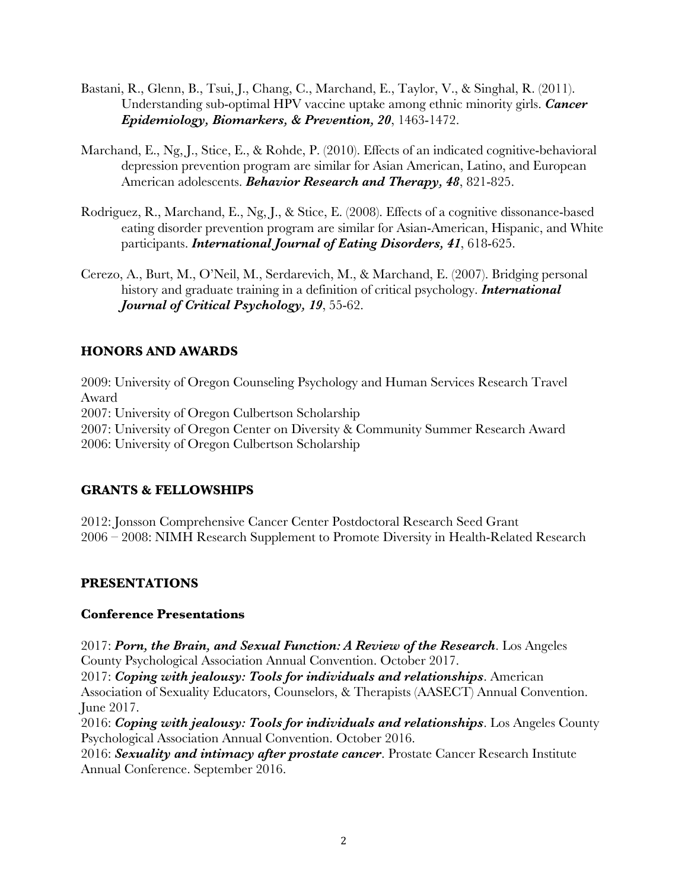Bastani, R., Glenn, B., Tsui, J., Chang, C., Marchand, E., Taylor, V., & Singhal, R. (2011). Understanding sub-optimal HPV vaccine uptake among ethnic minority girls. ***Cancer Epidemiology, Biomarkers, & Prevention, 20***, 1463-1472.

Marchand, E., Ng, J., Stice, E., & Rohde, P. (2010). Effects of an indicated cognitive-behavioral depression prevention program are similar for Asian American, Latino, and European American adolescents. ***Behavior Research and Therapy, 48***, 821-825.

Rodriguez, R., Marchand, E., Ng, J., & Stice, E. (2008). Effects of a cognitive dissonance-based eating disorder prevention program are similar for Asian-American, Hispanic, and White participants. ***International Journal of Eating Disorders, 41***, 618-625.

Cerezo, A., Burt, M., O'Neil, M., Serdarevich, M., & Marchand, E. (2007). Bridging personal history and graduate training in a definition of critical psychology. ***International Journal of Critical Psychology, 19***, 55-62.

## HONORS AND AWARDS

2009: University of Oregon Counseling Psychology and Human Services Research Travel Award
2007: University of Oregon Culbertson Scholarship
2007: University of Oregon Center on Diversity & Community Summer Research Award
2006: University of Oregon Culbertson Scholarship

## GRANTS & FELLOWSHIPS

2012: Jonsson Comprehensive Cancer Center Postdoctoral Research Seed Grant
2006 – 2008: NIMH Research Supplement to Promote Diversity in Health-Related Research

## PRESENTATIONS

### Conference Presentations

2017: ***Porn, the Brain, and Sexual Function: A Review of the Research***. Los Angeles County Psychological Association Annual Convention. October 2017.
2017: ***Coping with jealousy: Tools for individuals and relationships***. American Association of Sexuality Educators, Counselors, & Therapists (AASECT) Annual Convention. June 2017.
2016: ***Coping with jealousy: Tools for individuals and relationships***. Los Angeles County Psychological Association Annual Convention. October 2016.
2016: ***Sexuality and intimacy after prostate cancer***. Prostate Cancer Research Institute Annual Conference. September 2016.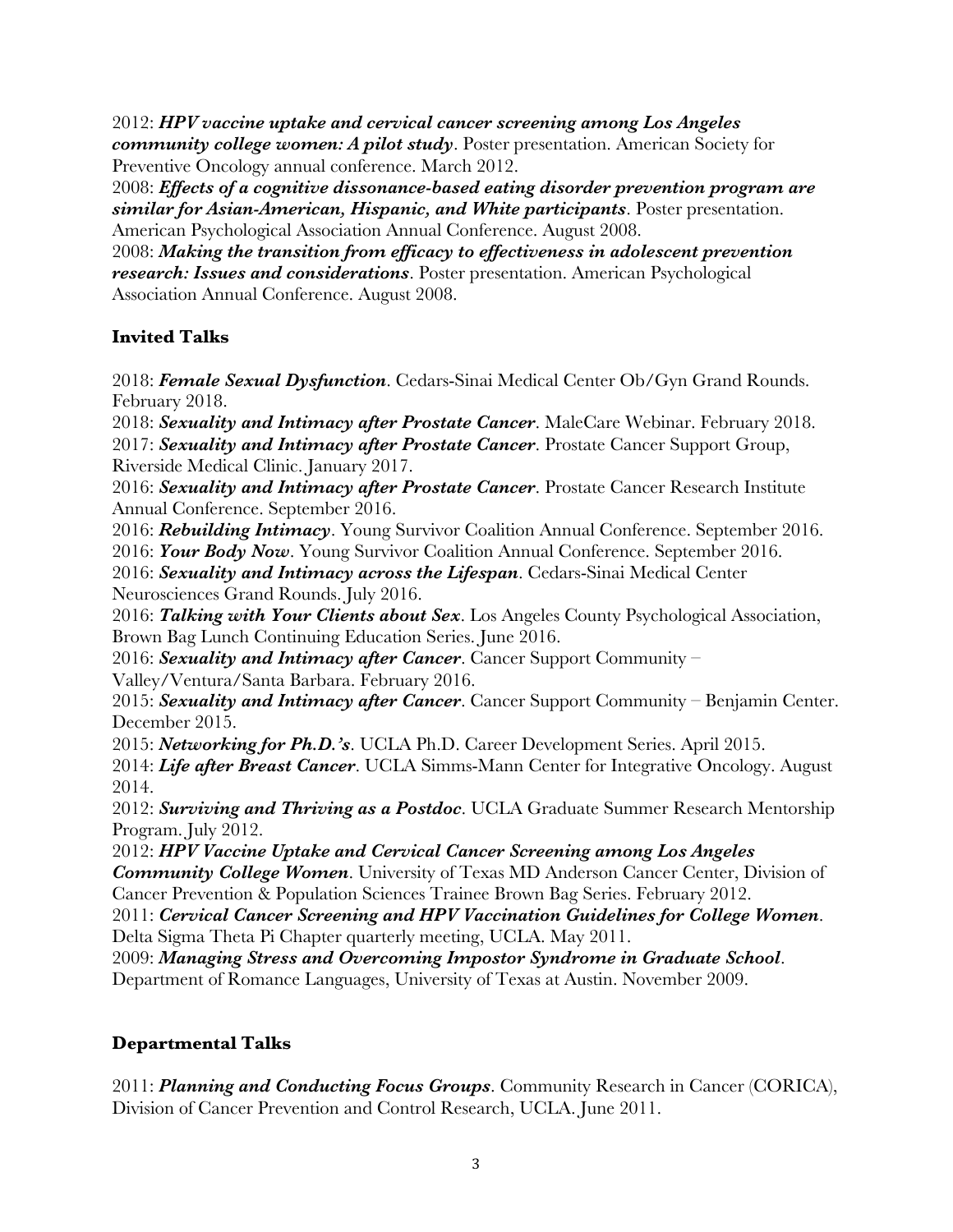2012: ***HPV vaccine uptake and cervical cancer screening among Los Angeles community college women: A pilot study***. Poster presentation. American Society for Preventive Oncology annual conference. March 2012.

2008: ***Effects of a cognitive dissonance-based eating disorder prevention program are similar for Asian-American, Hispanic, and White participants***. Poster presentation. American Psychological Association Annual Conference. August 2008.

2008: ***Making the transition from efficacy to effectiveness in adolescent prevention research: Issues and considerations***. Poster presentation. American Psychological Association Annual Conference. August 2008.

## Invited Talks

2018: ***Female Sexual Dysfunction***. Cedars-Sinai Medical Center Ob/Gyn Grand Rounds. February 2018.

2018: ***Sexuality and Intimacy after Prostate Cancer***. MaleCare Webinar. February 2018.

2017: ***Sexuality and Intimacy after Prostate Cancer***. Prostate Cancer Support Group, Riverside Medical Clinic. January 2017.

2016: ***Sexuality and Intimacy after Prostate Cancer***. Prostate Cancer Research Institute Annual Conference. September 2016.

2016: ***Rebuilding Intimacy***. Young Survivor Coalition Annual Conference. September 2016.

2016: ***Your Body Now***. Young Survivor Coalition Annual Conference. September 2016.

2016: ***Sexuality and Intimacy across the Lifespan***. Cedars-Sinai Medical Center Neurosciences Grand Rounds. July 2016.

2016: ***Talking with Your Clients about Sex***. Los Angeles County Psychological Association, Brown Bag Lunch Continuing Education Series. June 2016.

2016: ***Sexuality and Intimacy after Cancer***. Cancer Support Community – Valley/Ventura/Santa Barbara. February 2016.

2015: ***Sexuality and Intimacy after Cancer***. Cancer Support Community – Benjamin Center. December 2015.

2015: ***Networking for Ph.D.'s***. UCLA Ph.D. Career Development Series. April 2015.

2014: ***Life after Breast Cancer***. UCLA Simms-Mann Center for Integrative Oncology. August 2014.

2012: ***Surviving and Thriving as a Postdoc***. UCLA Graduate Summer Research Mentorship Program. July 2012.

2012: ***HPV Vaccine Uptake and Cervical Cancer Screening among Los Angeles Community College Women***. University of Texas MD Anderson Cancer Center, Division of Cancer Prevention & Population Sciences Trainee Brown Bag Series. February 2012.

2011: ***Cervical Cancer Screening and HPV Vaccination Guidelines for College Women***. Delta Sigma Theta Pi Chapter quarterly meeting, UCLA. May 2011.

2009: ***Managing Stress and Overcoming Impostor Syndrome in Graduate School***. Department of Romance Languages, University of Texas at Austin. November 2009.

## Departmental Talks

2011: ***Planning and Conducting Focus Groups***. Community Research in Cancer (CORICA), Division of Cancer Prevention and Control Research, UCLA. June 2011.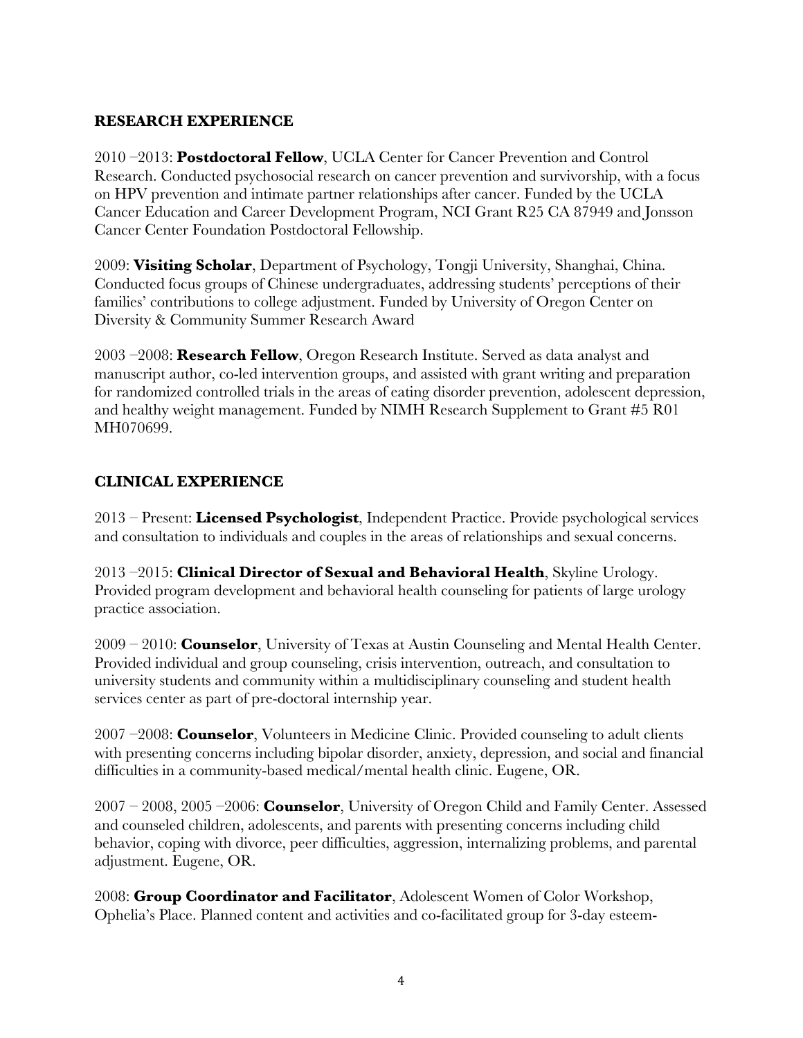## RESEARCH EXPERIENCE

2010 –2013: **Postdoctoral Fellow**, UCLA Center for Cancer Prevention and Control Research. Conducted psychosocial research on cancer prevention and survivorship, with a focus on HPV prevention and intimate partner relationships after cancer. Funded by the UCLA Cancer Education and Career Development Program, NCI Grant R25 CA 87949 and Jonsson Cancer Center Foundation Postdoctoral Fellowship.

2009: **Visiting Scholar**, Department of Psychology, Tongji University, Shanghai, China. Conducted focus groups of Chinese undergraduates, addressing students' perceptions of their families' contributions to college adjustment. Funded by University of Oregon Center on Diversity & Community Summer Research Award

2003 –2008: **Research Fellow**, Oregon Research Institute. Served as data analyst and manuscript author, co-led intervention groups, and assisted with grant writing and preparation for randomized controlled trials in the areas of eating disorder prevention, adolescent depression, and healthy weight management. Funded by NIMH Research Supplement to Grant #5 R01 MH070699.

## CLINICAL EXPERIENCE

2013 – Present: **Licensed Psychologist**, Independent Practice. Provide psychological services and consultation to individuals and couples in the areas of relationships and sexual concerns.

2013 –2015: **Clinical Director of Sexual and Behavioral Health**, Skyline Urology. Provided program development and behavioral health counseling for patients of large urology practice association.

2009 – 2010: **Counselor**, University of Texas at Austin Counseling and Mental Health Center. Provided individual and group counseling, crisis intervention, outreach, and consultation to university students and community within a multidisciplinary counseling and student health services center as part of pre-doctoral internship year.

2007 –2008: **Counselor**, Volunteers in Medicine Clinic. Provided counseling to adult clients with presenting concerns including bipolar disorder, anxiety, depression, and social and financial difficulties in a community-based medical/mental health clinic. Eugene, OR.

2007 – 2008, 2005 –2006: **Counselor**, University of Oregon Child and Family Center. Assessed and counseled children, adolescents, and parents with presenting concerns including child behavior, coping with divorce, peer difficulties, aggression, internalizing problems, and parental adjustment. Eugene, OR.

2008: **Group Coordinator and Facilitator**, Adolescent Women of Color Workshop, Ophelia's Place. Planned content and activities and co-facilitated group for 3-day esteem-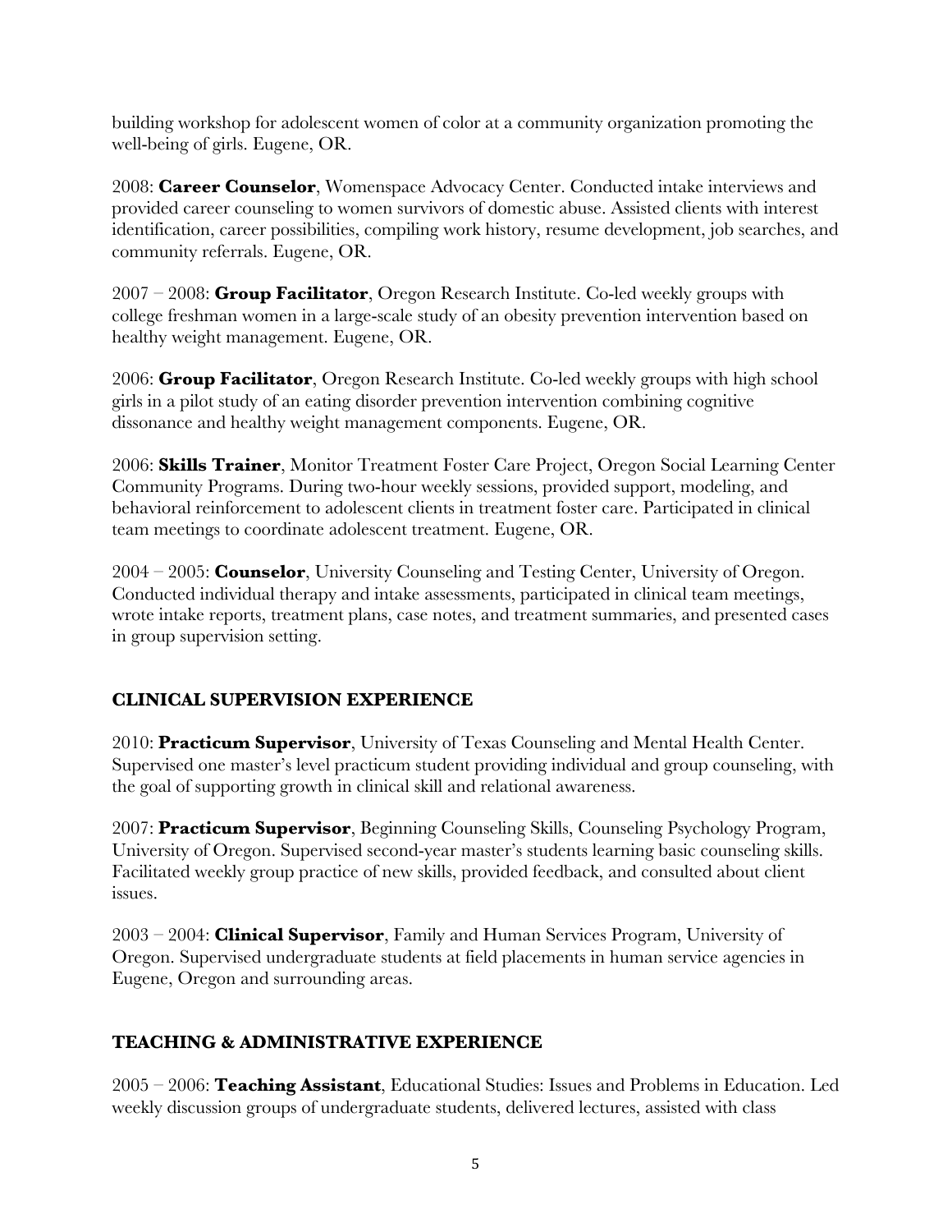building workshop for adolescent women of color at a community organization promoting the well-being of girls. Eugene, OR.

2008: **Career Counselor**, Womenspace Advocacy Center. Conducted intake interviews and provided career counseling to women survivors of domestic abuse. Assisted clients with interest identification, career possibilities, compiling work history, resume development, job searches, and community referrals. Eugene, OR.

2007 – 2008: **Group Facilitator**, Oregon Research Institute. Co-led weekly groups with college freshman women in a large-scale study of an obesity prevention intervention based on healthy weight management. Eugene, OR.

2006: **Group Facilitator**, Oregon Research Institute. Co-led weekly groups with high school girls in a pilot study of an eating disorder prevention intervention combining cognitive dissonance and healthy weight management components. Eugene, OR.

2006: **Skills Trainer**, Monitor Treatment Foster Care Project, Oregon Social Learning Center Community Programs. During two-hour weekly sessions, provided support, modeling, and behavioral reinforcement to adolescent clients in treatment foster care. Participated in clinical team meetings to coordinate adolescent treatment. Eugene, OR.

2004 – 2005: **Counselor**, University Counseling and Testing Center, University of Oregon. Conducted individual therapy and intake assessments, participated in clinical team meetings, wrote intake reports, treatment plans, case notes, and treatment summaries, and presented cases in group supervision setting.

## CLINICAL SUPERVISION EXPERIENCE

2010: **Practicum Supervisor**, University of Texas Counseling and Mental Health Center. Supervised one master's level practicum student providing individual and group counseling, with the goal of supporting growth in clinical skill and relational awareness.

2007: **Practicum Supervisor**, Beginning Counseling Skills, Counseling Psychology Program, University of Oregon. Supervised second-year master's students learning basic counseling skills. Facilitated weekly group practice of new skills, provided feedback, and consulted about client issues.

2003 – 2004: **Clinical Supervisor**, Family and Human Services Program, University of Oregon. Supervised undergraduate students at field placements in human service agencies in Eugene, Oregon and surrounding areas.

## TEACHING & ADMINISTRATIVE EXPERIENCE

2005 – 2006: **Teaching Assistant**, Educational Studies: Issues and Problems in Education. Led weekly discussion groups of undergraduate students, delivered lectures, assisted with class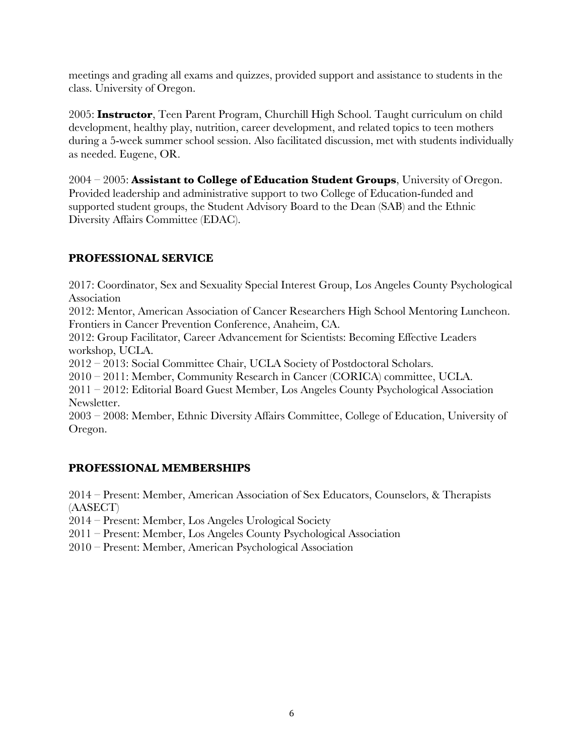meetings and grading all exams and quizzes, provided support and assistance to students in the class. University of Oregon.

2005: **Instructor**, Teen Parent Program, Churchill High School. Taught curriculum on child development, healthy play, nutrition, career development, and related topics to teen mothers during a 5-week summer school session. Also facilitated discussion, met with students individually as needed. Eugene, OR.

2004 – 2005: **Assistant to College of Education Student Groups**, University of Oregon. Provided leadership and administrative support to two College of Education-funded and supported student groups, the Student Advisory Board to the Dean (SAB) and the Ethnic Diversity Affairs Committee (EDAC).

## PROFESSIONAL SERVICE

2017: Coordinator, Sex and Sexuality Special Interest Group, Los Angeles County Psychological Association
2012: Mentor, American Association of Cancer Researchers High School Mentoring Luncheon. Frontiers in Cancer Prevention Conference, Anaheim, CA.
2012: Group Facilitator, Career Advancement for Scientists: Becoming Effective Leaders workshop, UCLA.
2012 – 2013: Social Committee Chair, UCLA Society of Postdoctoral Scholars.
2010 – 2011: Member, Community Research in Cancer (CORICA) committee, UCLA.
2011 – 2012: Editorial Board Guest Member, Los Angeles County Psychological Association Newsletter.
2003 – 2008: Member, Ethnic Diversity Affairs Committee, College of Education, University of Oregon.

## PROFESSIONAL MEMBERSHIPS

2014 – Present: Member, American Association of Sex Educators, Counselors, & Therapists (AASECT)
2014 – Present: Member, Los Angeles Urological Society
2011 – Present: Member, Los Angeles County Psychological Association
2010 – Present: Member, American Psychological Association